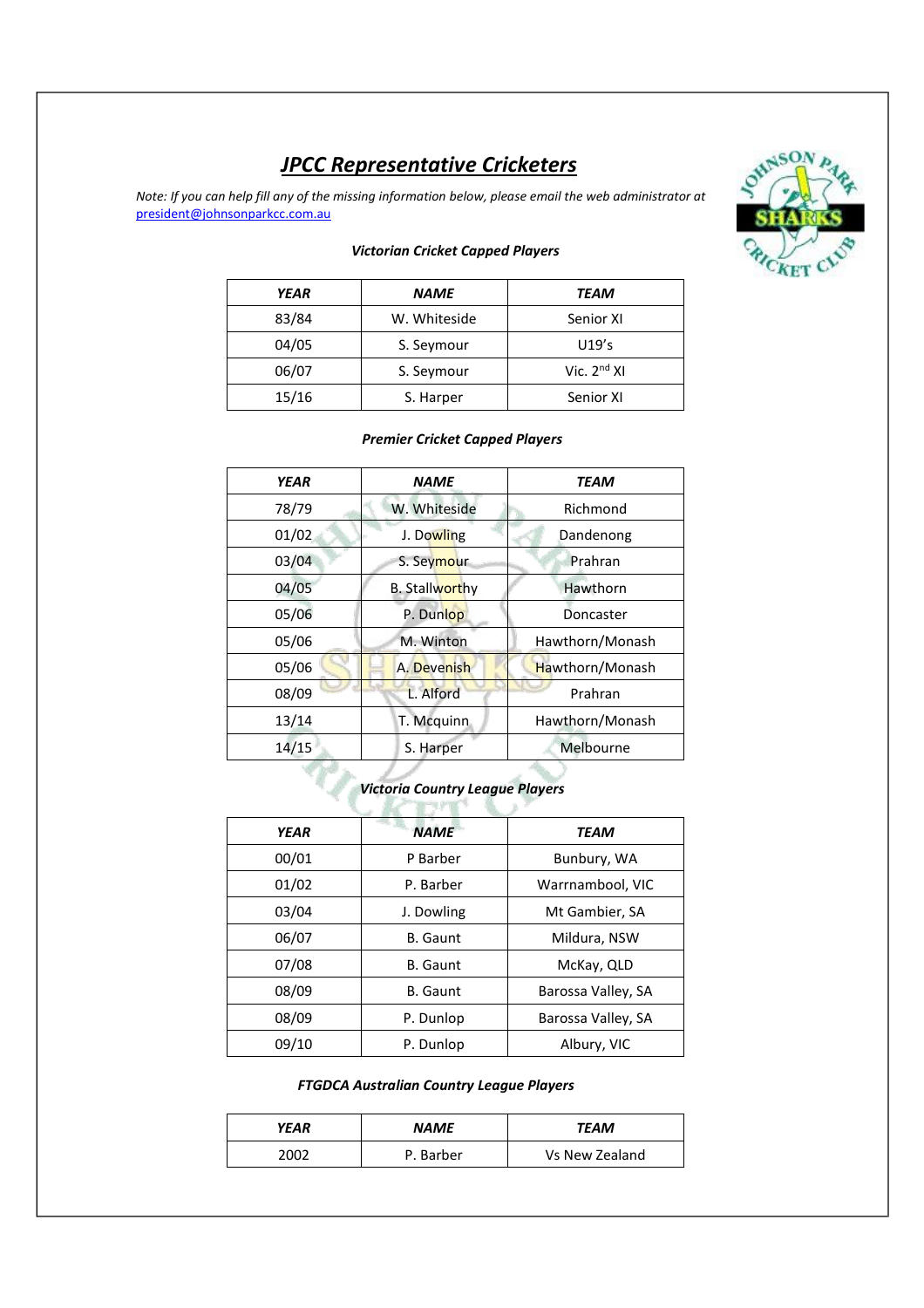# *JPCC Representative Cricketers*

*Note: If you can help fill any of the missing information below, please email the web administrator at* president@johnsonparkcc.com.au

### *Victorian Cricket Capped Players*

| YEAR | NAME | TEAM |
|---|---|---|
| 83/84 | W. Whiteside | Senior XI |
| 04/05 | S. Seymour | U19's |
| 06/07 | S. Seymour | Vic. 2nd XI |
| 15/16 | S. Harper | Senior XI |

### *Premier Cricket Capped Players*

| YEAR | NAME | TEAM |
|---|---|---|
| 78/79 | W. Whiteside | Richmond |
| 01/02 | J. Dowling | Dandenong |
| 03/04 | S. Seymour | Prahran |
| 04/05 | B. Stallworthy | Hawthorn |
| 05/06 | P. Dunlop | Doncaster |
| 05/06 | M. Winton | Hawthorn/Monash |
| 05/06 | A. Devenish | Hawthorn/Monash |
| 08/09 | L. Alford | Prahran |
| 13/14 | T. Mcquinn | Hawthorn/Monash |
| 14/15 | S. Harper | Melbourne |

### *Victoria Country League Players*

| YEAR | NAME | TEAM |
|---|---|---|
| 00/01 | P Barber | Bunbury, WA |
| 01/02 | P. Barber | Warrnambool, VIC |
| 03/04 | J. Dowling | Mt Gambier, SA |
| 06/07 | B. Gaunt | Mildura, NSW |
| 07/08 | B. Gaunt | McKay, QLD |
| 08/09 | B. Gaunt | Barossa Valley, SA |
| 08/09 | P. Dunlop | Barossa Valley, SA |
| 09/10 | P. Dunlop | Albury, VIC |

### *FTGDCA Australian Country League Players*

| YEAR | NAME | TEAM |
|---|---|---|
| 2002 | P. Barber | Vs New Zealand |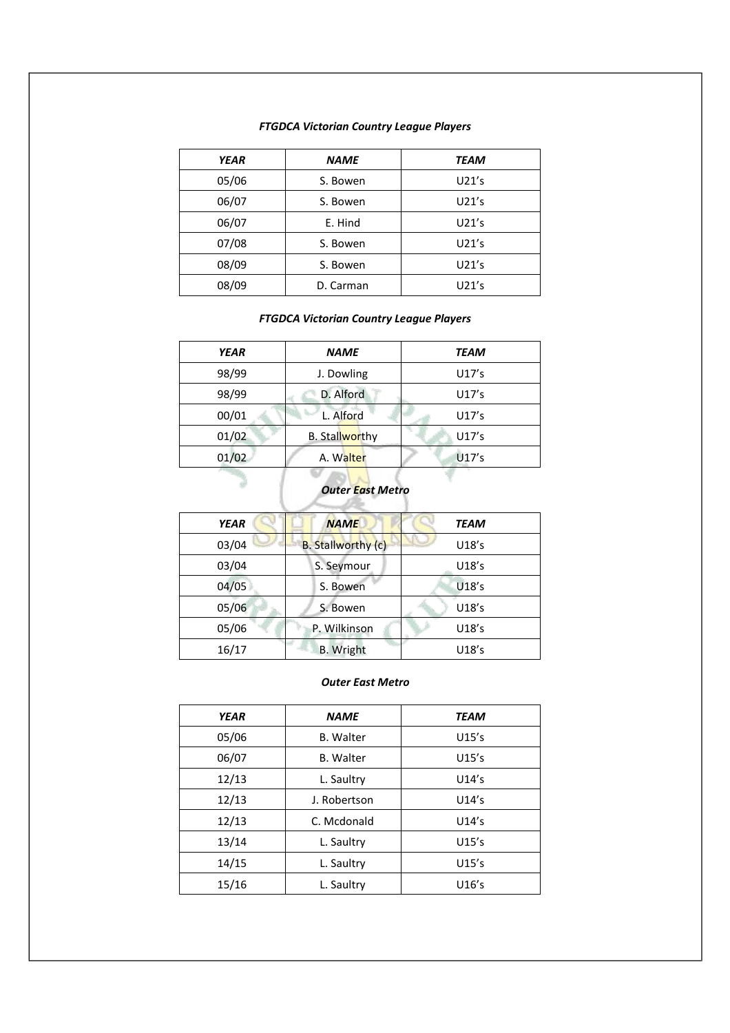***FTGDCA Victorian Country League Players***

| *YEAR* | *NAME* | *TEAM* |
|---|---|---|
| 05/06 | S. Bowen | U21's |
| 06/07 | S. Bowen | U21's |
| 06/07 | E. Hind | U21's |
| 07/08 | S. Bowen | U21's |
| 08/09 | S. Bowen | U21's |
| 08/09 | D. Carman | U21's |

***FTGDCA Victorian Country League Players***

| *YEAR* | *NAME* | *TEAM* |
|---|---|---|
| 98/99 | J. Dowling | U17's |
| 98/99 | D. Alford | U17's |
| 00/01 | L. Alford | U17's |
| 01/02 | B. Stallworthy | U17's |
| 01/02 | A. Walter | U17's |

***Outer East Metro***

| *YEAR* | *NAME* | *TEAM* |
|---|---|---|
| 03/04 | B. Stallworthy (c) | U18's |
| 03/04 | S. Seymour | U18's |
| 04/05 | S. Bowen | U18's |
| 05/06 | S. Bowen | U18's |
| 05/06 | P. Wilkinson | U18's |
| 16/17 | B. Wright | U18's |

***Outer East Metro***

| *YEAR* | *NAME* | *TEAM* |
|---|---|---|
| 05/06 | B. Walter | U15's |
| 06/07 | B. Walter | U15's |
| 12/13 | L. Saultry | U14's |
| 12/13 | J. Robertson | U14's |
| 12/13 | C. Mcdonald | U14's |
| 13/14 | L. Saultry | U15's |
| 14/15 | L. Saultry | U15's |
| 15/16 | L. Saultry | U16's |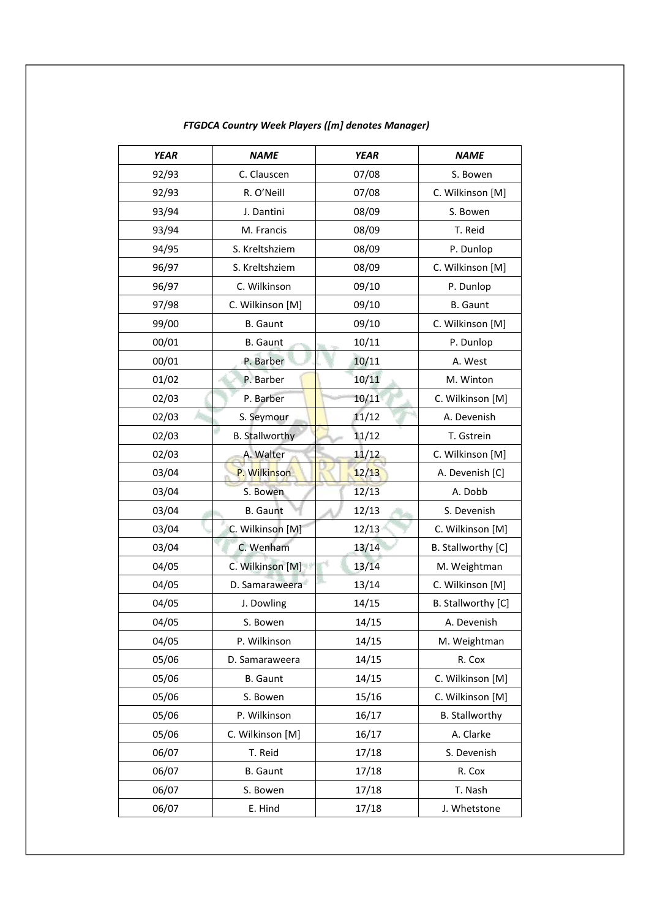***FTGDCA Country Week Players ([m] denotes Manager)***

| *YEAR* | *NAME* | *YEAR* | *NAME* |
|---|---|---|---|
| 92/93 | C. Clauscen | 07/08 | S. Bowen |
| 92/93 | R. O'Neill | 07/08 | C. Wilkinson [M] |
| 93/94 | J. Dantini | 08/09 | S. Bowen |
| 93/94 | M. Francis | 08/09 | T. Reid |
| 94/95 | S. Kreltshziem | 08/09 | P. Dunlop |
| 96/97 | S. Kreltshziem | 08/09 | C. Wilkinson [M] |
| 96/97 | C. Wilkinson | 09/10 | P. Dunlop |
| 97/98 | C. Wilkinson [M] | 09/10 | B. Gaunt |
| 99/00 | B. Gaunt | 09/10 | C. Wilkinson [M] |
| 00/01 | B. Gaunt | 10/11 | P. Dunlop |
| 00/01 | P. Barber | 10/11 | A. West |
| 01/02 | P. Barber | 10/11 | M. Winton |
| 02/03 | P. Barber | 10/11 | C. Wilkinson [M] |
| 02/03 | S. Seymour | 11/12 | A. Devenish |
| 02/03 | B. Stallworthy | 11/12 | T. Gstrein |
| 02/03 | A. Walter | 11/12 | C. Wilkinson [M] |
| 03/04 | P. Wilkinson | 12/13 | A. Devenish [C] |
| 03/04 | S. Bowen | 12/13 | A. Dobb |
| 03/04 | B. Gaunt | 12/13 | S. Devenish |
| 03/04 | C. Wilkinson [M] | 12/13 | C. Wilkinson [M] |
| 03/04 | C. Wenham | 13/14 | B. Stallworthy [C] |
| 04/05 | C. Wilkinson [M] | 13/14 | M. Weightman |
| 04/05 | D. Samaraweera | 13/14 | C. Wilkinson [M] |
| 04/05 | J. Dowling | 14/15 | B. Stallworthy [C] |
| 04/05 | S. Bowen | 14/15 | A. Devenish |
| 04/05 | P. Wilkinson | 14/15 | M. Weightman |
| 05/06 | D. Samaraweera | 14/15 | R. Cox |
| 05/06 | B. Gaunt | 14/15 | C. Wilkinson [M] |
| 05/06 | S. Bowen | 15/16 | C. Wilkinson [M] |
| 05/06 | P. Wilkinson | 16/17 | B. Stallworthy |
| 05/06 | C. Wilkinson [M] | 16/17 | A. Clarke |
| 06/07 | T. Reid | 17/18 | S. Devenish |
| 06/07 | B. Gaunt | 17/18 | R. Cox |
| 06/07 | S. Bowen | 17/18 | T. Nash |
| 06/07 | E. Hind | 17/18 | J. Whetstone |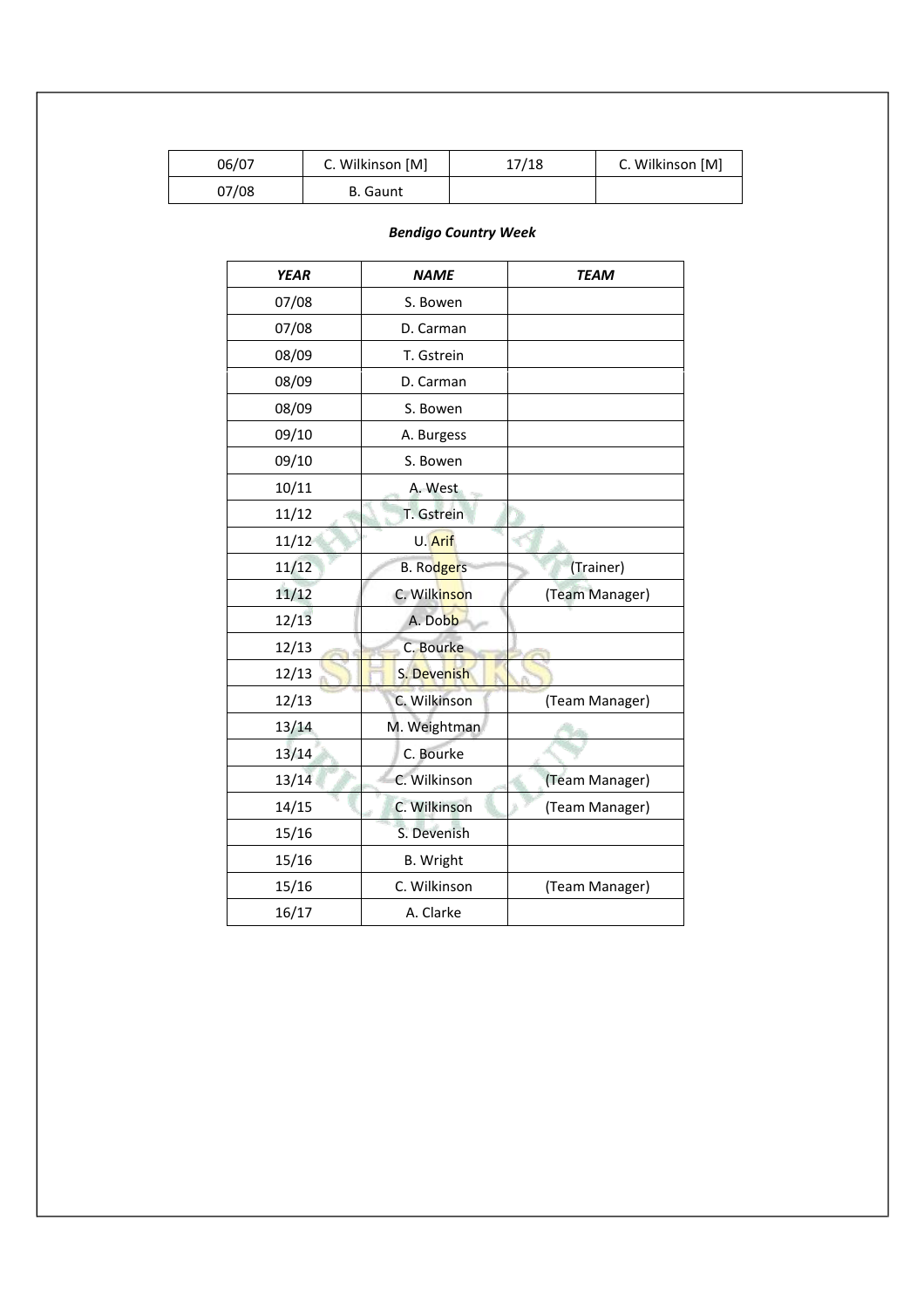| 06/07 | C. Wilkinson [M] | 17/18 | C. Wilkinson [M] |
|---|---|---|---|
| 07/08 | B. Gaunt | | |

***Bendigo Country Week***

| *YEAR* | *NAME* | *TEAM* |
|---|---|---|
| 07/08 | S. Bowen | |
| 07/08 | D. Carman | |
| 08/09 | T. Gstrein | |
| 08/09 | D. Carman | |
| 08/09 | S. Bowen | |
| 09/10 | A. Burgess | |
| 09/10 | S. Bowen | |
| 10/11 | A. West | |
| 11/12 | T. Gstrein | |
| 11/12 | U. Arif | |
| 11/12 | B. Rodgers | (Trainer) |
| 11/12 | C. Wilkinson | (Team Manager) |
| 12/13 | A. Dobb | |
| 12/13 | C. Bourke | |
| 12/13 | S. Devenish | |
| 12/13 | C. Wilkinson | (Team Manager) |
| 13/14 | M. Weightman | |
| 13/14 | C. Bourke | |
| 13/14 | C. Wilkinson | (Team Manager) |
| 14/15 | C. Wilkinson | (Team Manager) |
| 15/16 | S. Devenish | |
| 15/16 | B. Wright | |
| 15/16 | C. Wilkinson | (Team Manager) |
| 16/17 | A. Clarke | |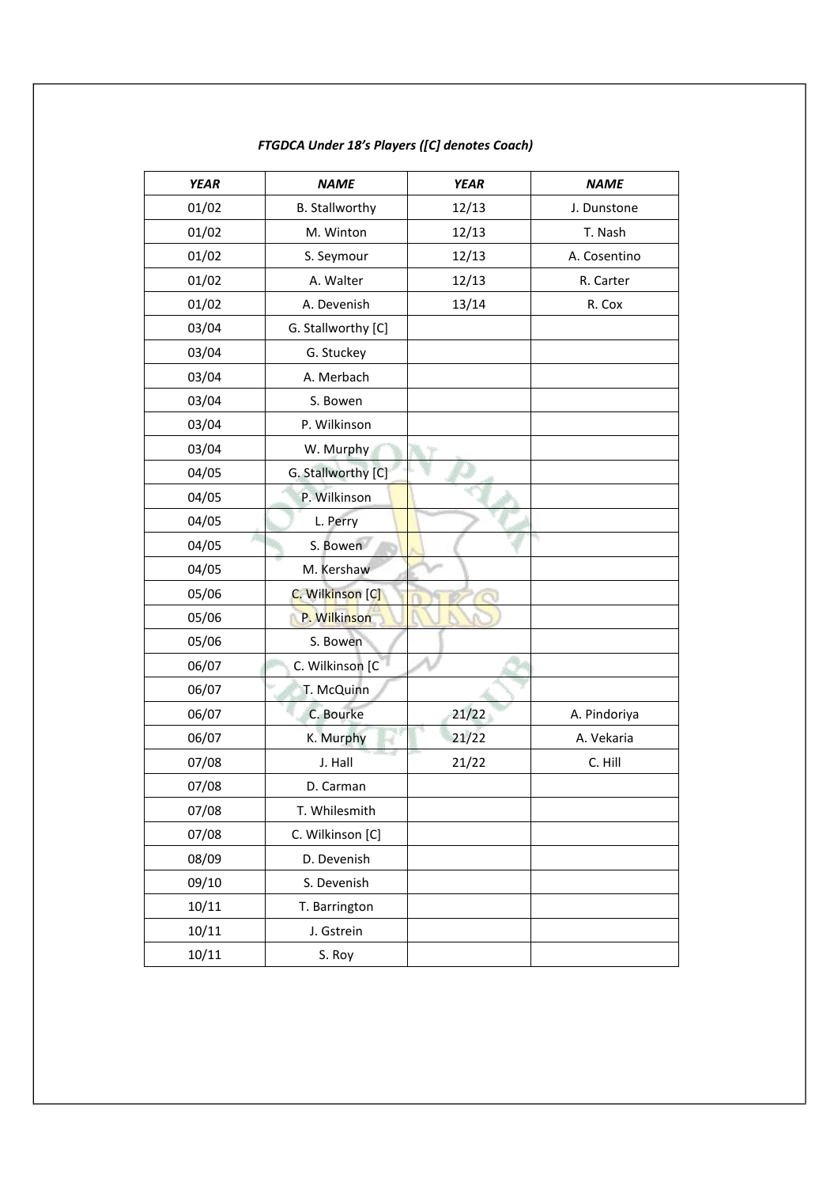*FTGDCA Under 18's Players ([C] denotes Coach)*

| *YEAR* | *NAME* | *YEAR* | *NAME* |
|---|---|---|---|
| 01/02 | B. Stallworthy | 12/13 | J. Dunstone |
| 01/02 | M. Winton | 12/13 | T. Nash |
| 01/02 | S. Seymour | 12/13 | A. Cosentino |
| 01/02 | A. Walter | 12/13 | R. Carter |
| 01/02 | A. Devenish | 13/14 | R. Cox |
| 03/04 | G. Stallworthy [C] | | |
| 03/04 | G. Stuckey | | |
| 03/04 | A. Merbach | | |
| 03/04 | S. Bowen | | |
| 03/04 | P. Wilkinson | | |
| 03/04 | W. Murphy | | |
| 04/05 | G. Stallworthy [C] | | |
| 04/05 | P. Wilkinson | | |
| 04/05 | L. Perry | | |
| 04/05 | S. Bowen | | |
| 04/05 | M. Kershaw | | |
| 05/06 | C. Wilkinson [C] | | |
| 05/06 | P. Wilkinson | | |
| 05/06 | S. Bowen | | |
| 06/07 | C. Wilkinson [C | | |
| 06/07 | T. McQuinn | | |
| 06/07 | C. Bourke | 21/22 | A. Pindoriya |
| 06/07 | K. Murphy | 21/22 | A. Vekaria |
| 07/08 | J. Hall | 21/22 | C. Hill |
| 07/08 | D. Carman | | |
| 07/08 | T. Whilesmith | | |
| 07/08 | C. Wilkinson [C] | | |
| 08/09 | D. Devenish | | |
| 09/10 | S. Devenish | | |
| 10/11 | T. Barrington | | |
| 10/11 | J. Gstrein | | |
| 10/11 | S. Roy | | |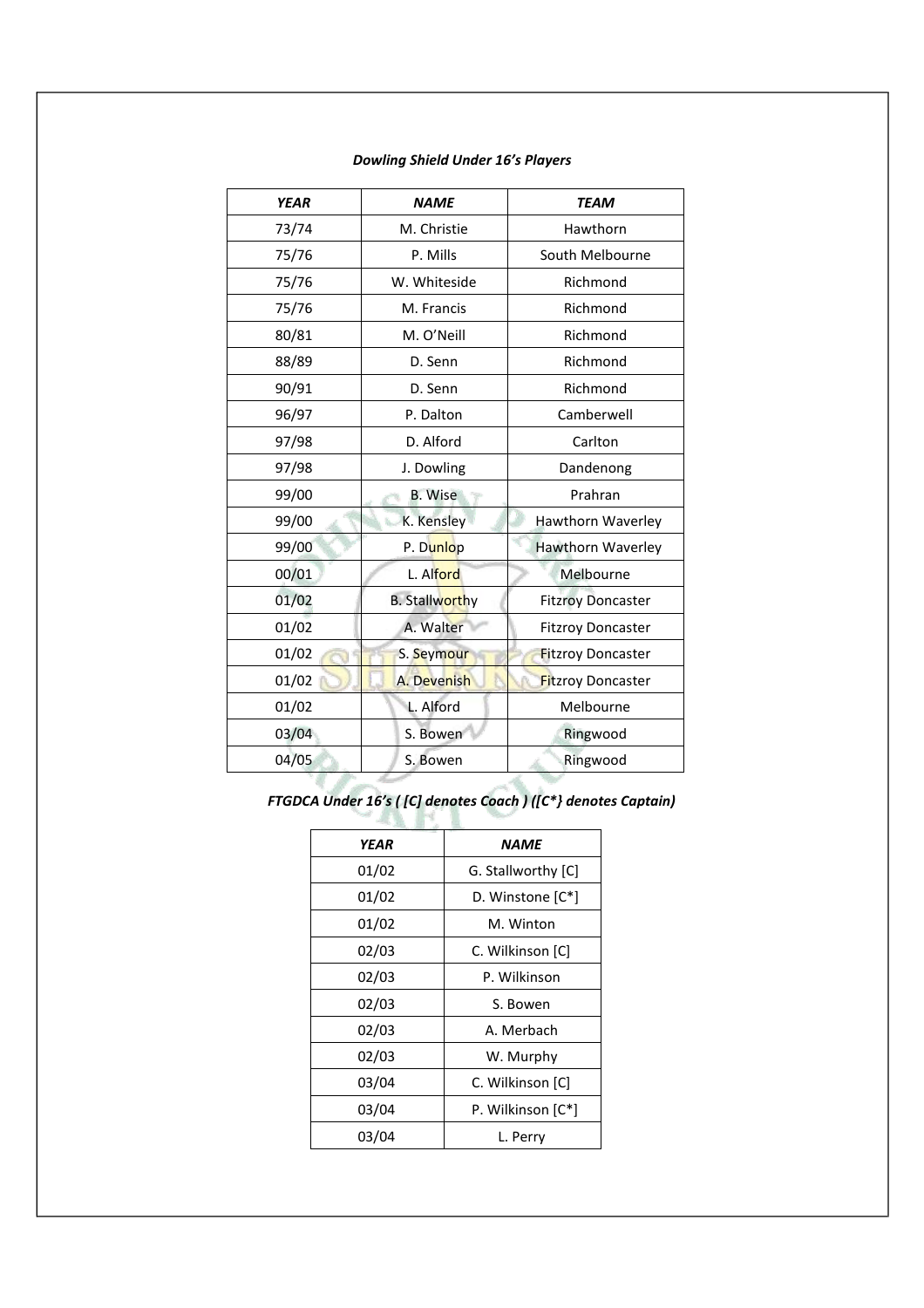***Dowling Shield Under 16's Players***

| *YEAR* | *NAME* | *TEAM* |
|---|---|---|
| 73/74 | M. Christie | Hawthorn |
| 75/76 | P. Mills | South Melbourne |
| 75/76 | W. Whiteside | Richmond |
| 75/76 | M. Francis | Richmond |
| 80/81 | M. O'Neill | Richmond |
| 88/89 | D. Senn | Richmond |
| 90/91 | D. Senn | Richmond |
| 96/97 | P. Dalton | Camberwell |
| 97/98 | D. Alford | Carlton |
| 97/98 | J. Dowling | Dandenong |
| 99/00 | B. Wise | Prahran |
| 99/00 | K. Kensley | Hawthorn Waverley |
| 99/00 | P. Dunlop | Hawthorn Waverley |
| 00/01 | L. Alford | Melbourne |
| 01/02 | B. Stallworthy | Fitzroy Doncaster |
| 01/02 | A. Walter | Fitzroy Doncaster |
| 01/02 | S. Seymour | Fitzroy Doncaster |
| 01/02 | A. Devenish | Fitzroy Doncaster |
| 01/02 | L. Alford | Melbourne |
| 03/04 | S. Bowen | Ringwood |
| 04/05 | S. Bowen | Ringwood |

***FTGDCA Under 16's ( [C] denotes Coach ) ([C*} denotes Captain)***

| *YEAR* | *NAME* |
|---|---|
| 01/02 | G. Stallworthy [C] |
| 01/02 | D. Winstone [C*] |
| 01/02 | M. Winton |
| 02/03 | C. Wilkinson [C] |
| 02/03 | P. Wilkinson |
| 02/03 | S. Bowen |
| 02/03 | A. Merbach |
| 02/03 | W. Murphy |
| 03/04 | C. Wilkinson [C] |
| 03/04 | P. Wilkinson [C*] |
| 03/04 | L. Perry |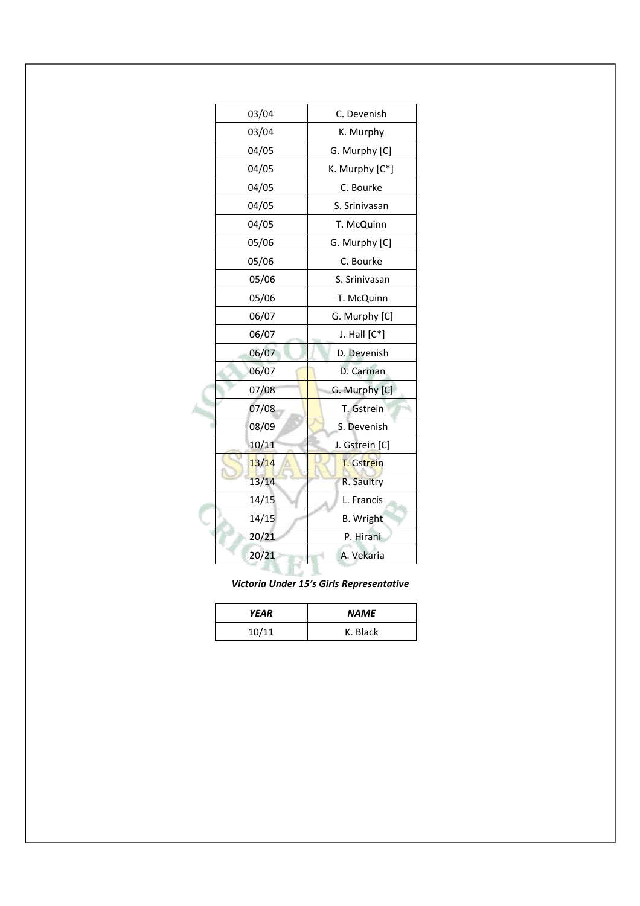| | |
|---|---|
| 03/04 | C. Devenish |
| 03/04 | K. Murphy |
| 04/05 | G. Murphy [C] |
| 04/05 | K. Murphy [C*] |
| 04/05 | C. Bourke |
| 04/05 | S. Srinivasan |
| 04/05 | T. McQuinn |
| 05/06 | G. Murphy [C] |
| 05/06 | C. Bourke |
| 05/06 | S. Srinivasan |
| 05/06 | T. McQuinn |
| 06/07 | G. Murphy [C] |
| 06/07 | J. Hall [C*] |
| 06/07 | D. Devenish |
| 06/07 | D. Carman |
| 07/08 | G. Murphy [C] |
| 07/08 | T. Gstrein |
| 08/09 | S. Devenish |
| 10/11 | J. Gstrein [C] |
| 13/14 | T. Gstrein |
| 13/14 | R. Saultry |
| 14/15 | L. Francis |
| 14/15 | B. Wright |
| 20/21 | P. Hirani |
| 20/21 | A. Vekaria |

***Victoria Under 15's Girls Representative***

| *YEAR* | *NAME* |
|---|---|
| 10/11 | K. Black |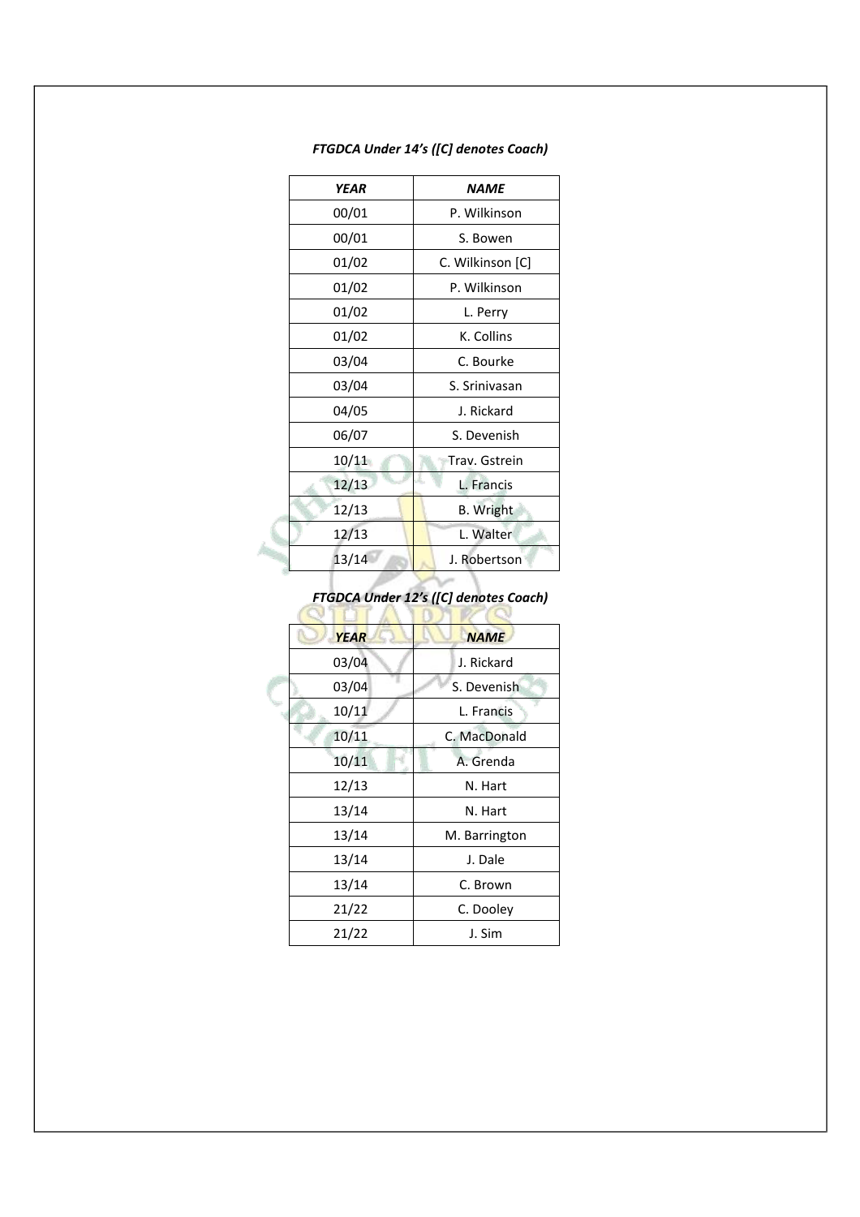***FTGDCA Under 14's ([C] denotes Coach)***

| ***YEAR*** | ***NAME*** |
|---|---|
| 00/01 | P. Wilkinson |
| 00/01 | S. Bowen |
| 01/02 | C. Wilkinson [C] |
| 01/02 | P. Wilkinson |
| 01/02 | L. Perry |
| 01/02 | K. Collins |
| 03/04 | C. Bourke |
| 03/04 | S. Srinivasan |
| 04/05 | J. Rickard |
| 06/07 | S. Devenish |
| 10/11 | Trav. Gstrein |
| 12/13 | L. Francis |
| 12/13 | B. Wright |
| 12/13 | L. Walter |
| 13/14 | J. Robertson |

***FTGDCA Under 12's ([C] denotes Coach)***

| ***YEAR*** | ***NAME*** |
|---|---|
| 03/04 | J. Rickard |
| 03/04 | S. Devenish |
| 10/11 | L. Francis |
| 10/11 | C. MacDonald |
| 10/11 | A. Grenda |
| 12/13 | N. Hart |
| 13/14 | N. Hart |
| 13/14 | M. Barrington |
| 13/14 | J. Dale |
| 13/14 | C. Brown |
| 21/22 | C. Dooley |
| 21/22 | J. Sim |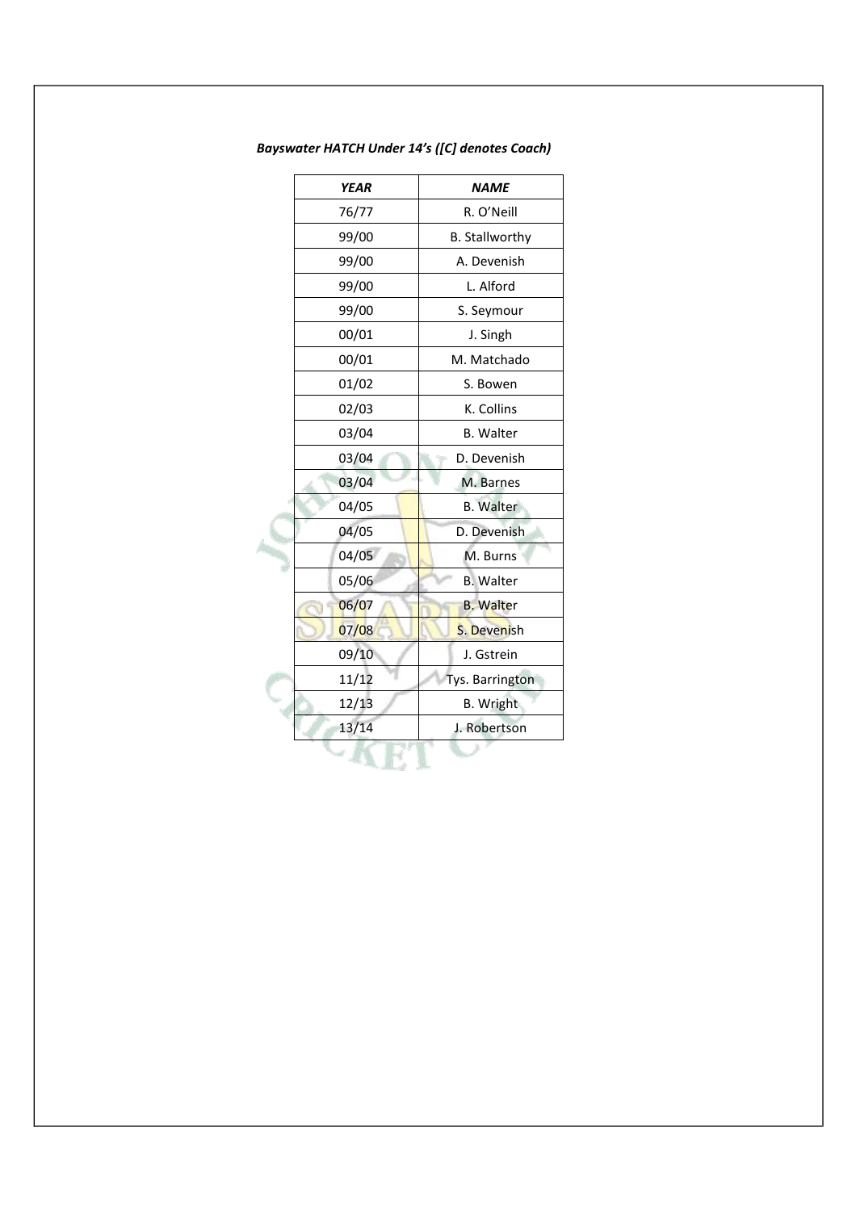***Bayswater HATCH Under 14's ([C] denotes Coach)***

| *YEAR* | *NAME* |
| --- | --- |
| 76/77 | R. O'Neill |
| 99/00 | B. Stallworthy |
| 99/00 | A. Devenish |
| 99/00 | L. Alford |
| 99/00 | S. Seymour |
| 00/01 | J. Singh |
| 00/01 | M. Matchado |
| 01/02 | S. Bowen |
| 02/03 | K. Collins |
| 03/04 | B. Walter |
| 03/04 | D. Devenish |
| 03/04 | M. Barnes |
| 04/05 | B. Walter |
| 04/05 | D. Devenish |
| 04/05 | M. Burns |
| 05/06 | B. Walter |
| 06/07 | B. Walter |
| 07/08 | S. Devenish |
| 09/10 | J. Gstrein |
| 11/12 | Tys. Barrington |
| 12/13 | B. Wright |
| 13/14 | J. Robertson |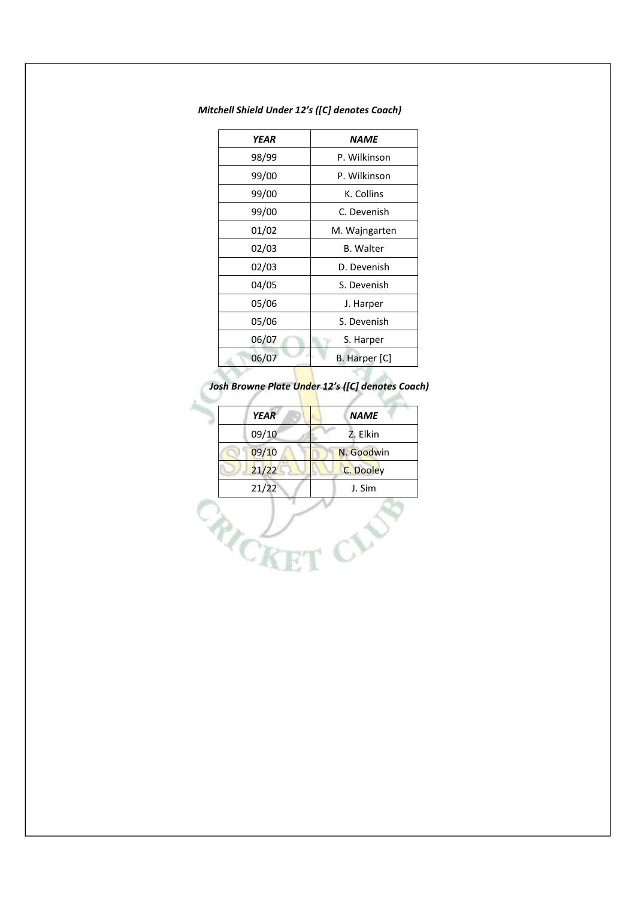***Mitchell Shield Under 12's ([C] denotes Coach)***

| ***YEAR*** | ***NAME*** |
|---|---|
| 98/99 | P. Wilkinson |
| 99/00 | P. Wilkinson |
| 99/00 | K. Collins |
| 99/00 | C. Devenish |
| 01/02 | M. Wajngarten |
| 02/03 | B. Walter |
| 02/03 | D. Devenish |
| 04/05 | S. Devenish |
| 05/06 | J. Harper |
| 05/06 | S. Devenish |
| 06/07 | S. Harper |
| 06/07 | B. Harper [C] |

***Josh Browne Plate Under 12's ([C] denotes Coach)***

| ***YEAR*** | ***NAME*** |
|---|---|
| 09/10 | Z. Elkin |
| 09/10 | N. Goodwin |
| 21/22 | C. Dooley |
| 21/22 | J. Sim |